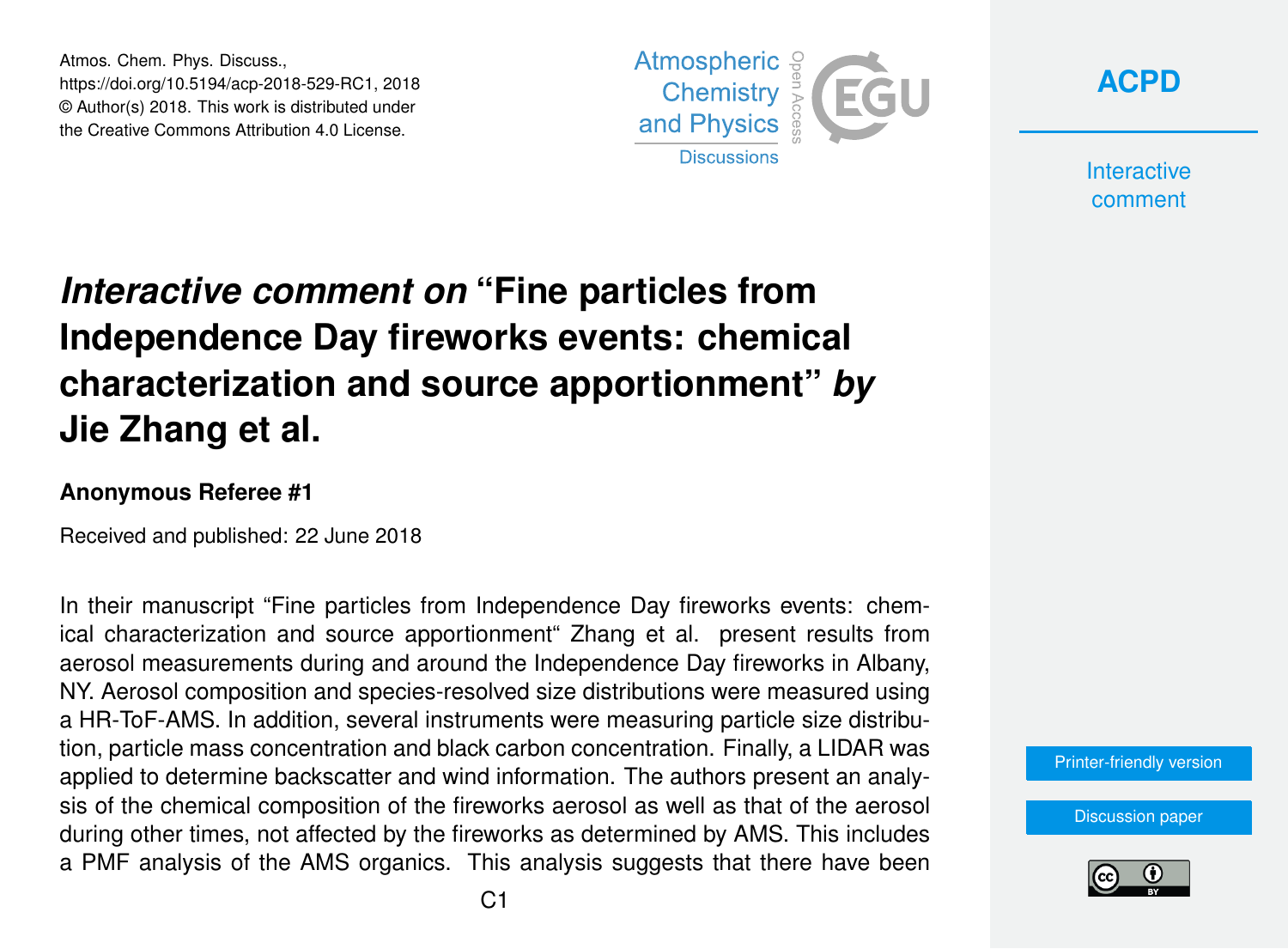Atmos. Chem. Phys. Discuss.,
https://doi.org/10.5194/acp-2018-529-RC1, 2018
© Author(s) 2018. This work is distributed under
the Creative Commons Attribution 4.0 License.

# *Interactive comment on* "Fine particles from Independence Day fireworks events: chemical characterization and source apportionment" *by* Jie Zhang et al.

### Anonymous Referee #1

Received and published: 22 June 2018

In their manuscript "Fine particles from Independence Day fireworks events: chemical characterization and source apportionment" Zhang et al. present results from aerosol measurements during and around the Independence Day fireworks in Albany, NY. Aerosol composition and species-resolved size distributions were measured using a HR-ToF-AMS. In addition, several instruments were measuring particle size distribution, particle mass concentration and black carbon concentration. Finally, a LIDAR was applied to determine backscatter and wind information. The authors present an analysis of the chemical composition of the fireworks aerosol as well as that of the aerosol during other times, not affected by the fireworks as determined by AMS. This includes a PMF analysis of the AMS organics. This analysis suggests that there have been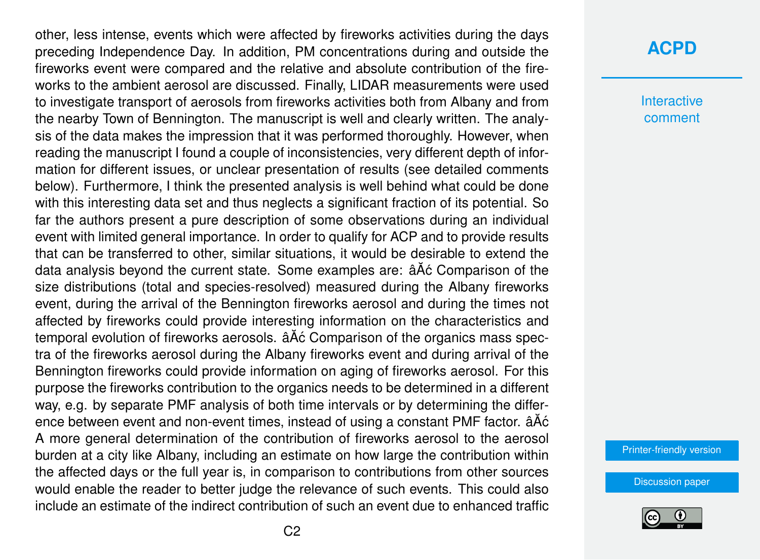other, less intense, events which were affected by fireworks activities during the days preceding Independence Day. In addition, PM concentrations during and outside the fireworks event were compared and the relative and absolute contribution of the fireworks to the ambient aerosol are discussed. Finally, LIDAR measurements were used to investigate transport of aerosols from fireworks activities both from Albany and from the nearby Town of Bennington. The manuscript is well and clearly written. The analysis of the data makes the impression that it was performed thoroughly. However, when reading the manuscript I found a couple of inconsistencies, very different depth of information for different issues, or unclear presentation of results (see detailed comments below). Furthermore, I think the presented analysis is well behind what could be done with this interesting data set and thus neglects a significant fraction of its potential. So far the authors present a pure description of some observations during an individual event with limited general importance. In order to qualify for ACP and to provide results that can be transferred to other, similar situations, it would be desirable to extend the data analysis beyond the current state. Some examples are: âĂć Comparison of the size distributions (total and species-resolved) measured during the Albany fireworks event, during the arrival of the Bennington fireworks aerosol and during the times not affected by fireworks could provide interesting information on the characteristics and temporal evolution of fireworks aerosols. âĂć Comparison of the organics mass spectra of the fireworks aerosol during the Albany fireworks event and during arrival of the Bennington fireworks could provide information on aging of fireworks aerosol. For this purpose the fireworks contribution to the organics needs to be determined in a different way, e.g. by separate PMF analysis of both time intervals or by determining the difference between event and non-event times, instead of using a constant PMF factor. âĂć A more general determination of the contribution of fireworks aerosol to the aerosol burden at a city like Albany, including an estimate on how large the contribution within the affected days or the full year is, in comparison to contributions from other sources would enable the reader to better judge the relevance of such events. This could also include an estimate of the indirect contribution of such an event due to enhanced traffic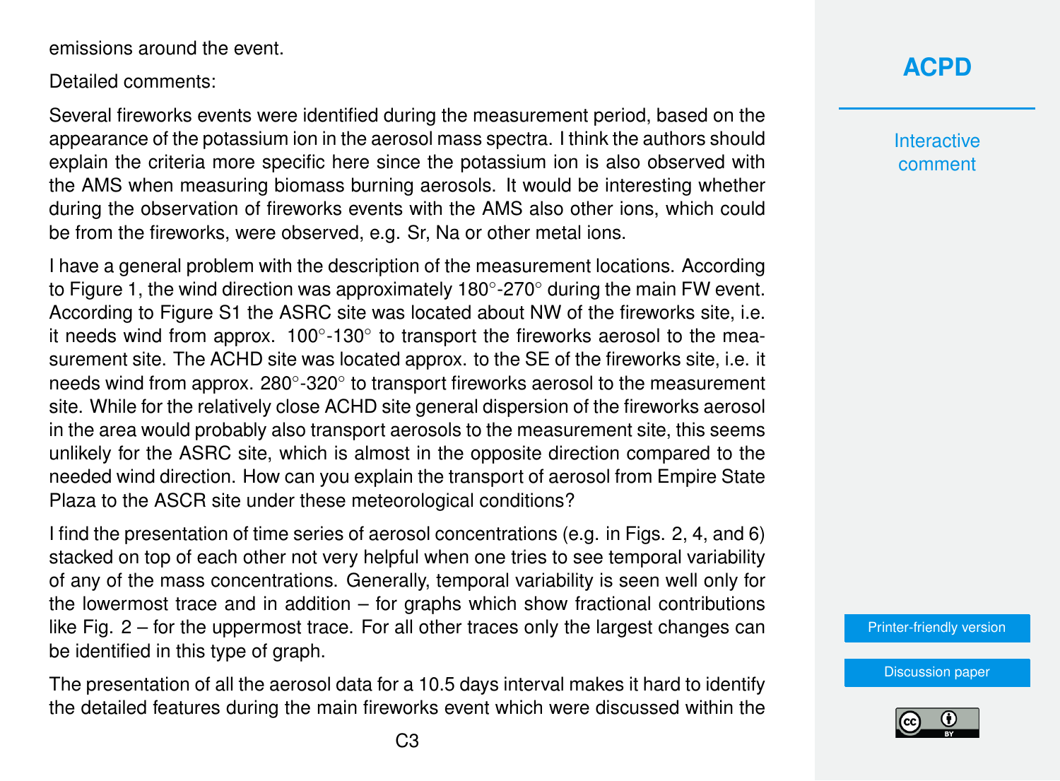emissions around the event.

Detailed comments:

Several fireworks events were identified during the measurement period, based on the appearance of the potassium ion in the aerosol mass spectra. I think the authors should explain the criteria more specific here since the potassium ion is also observed with the AMS when measuring biomass burning aerosols. It would be interesting whether during the observation of fireworks events with the AMS also other ions, which could be from the fireworks, were observed, e.g. Sr, Na or other metal ions.

I have a general problem with the description of the measurement locations. According to Figure 1, the wind direction was approximately 180°-270° during the main FW event. According to Figure S1 the ASRC site was located about NW of the fireworks site, i.e. it needs wind from approx. 100°-130° to transport the fireworks aerosol to the measurement site. The ACHD site was located approx. to the SE of the fireworks site, i.e. it needs wind from approx. 280°-320° to transport fireworks aerosol to the measurement site. While for the relatively close ACHD site general dispersion of the fireworks aerosol in the area would probably also transport aerosols to the measurement site, this seems unlikely for the ASRC site, which is almost in the opposite direction compared to the needed wind direction. How can you explain the transport of aerosol from Empire State Plaza to the ASCR site under these meteorological conditions?

I find the presentation of time series of aerosol concentrations (e.g. in Figs. 2, 4, and 6) stacked on top of each other not very helpful when one tries to see temporal variability of any of the mass concentrations. Generally, temporal variability is seen well only for the lowermost trace and in addition – for graphs which show fractional contributions like Fig. 2 – for the uppermost trace. For all other traces only the largest changes can be identified in this type of graph.

The presentation of all the aerosol data for a 10.5 days interval makes it hard to identify the detailed features during the main fireworks event which were discussed within the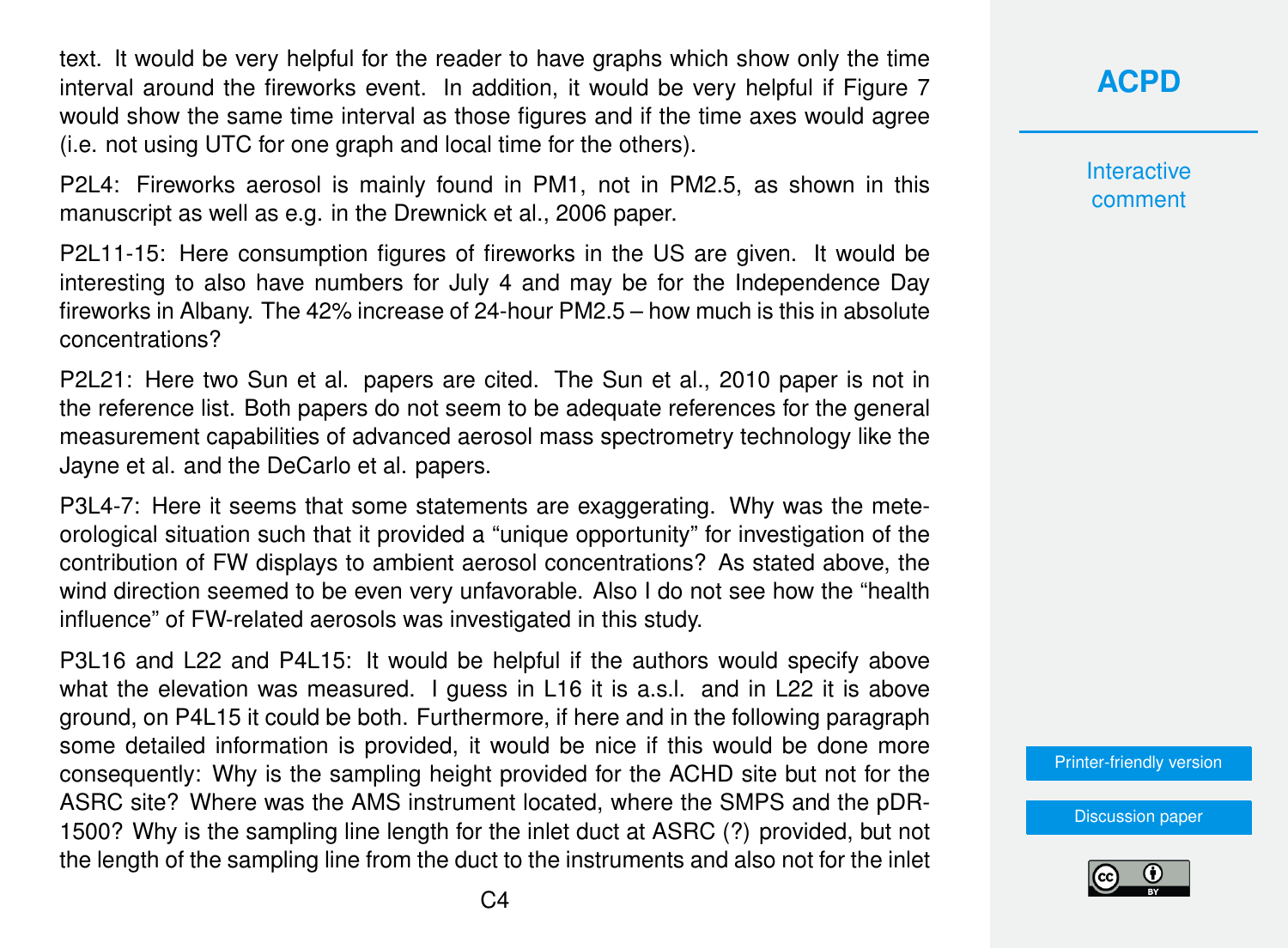text. It would be very helpful for the reader to have graphs which show only the time interval around the fireworks event. In addition, it would be very helpful if Figure 7 would show the same time interval as those figures and if the time axes would agree (i.e. not using UTC for one graph and local time for the others).

P2L4: Fireworks aerosol is mainly found in PM1, not in PM2.5, as shown in this manuscript as well as e.g. in the Drewnick et al., 2006 paper.

P2L11-15: Here consumption figures of fireworks in the US are given. It would be interesting to also have numbers for July 4 and may be for the Independence Day fireworks in Albany. The 42% increase of 24-hour PM2.5 – how much is this in absolute concentrations?

P2L21: Here two Sun et al. papers are cited. The Sun et al., 2010 paper is not in the reference list. Both papers do not seem to be adequate references for the general measurement capabilities of advanced aerosol mass spectrometry technology like the Jayne et al. and the DeCarlo et al. papers.

P3L4-7: Here it seems that some statements are exaggerating. Why was the meteorological situation such that it provided a "unique opportunity" for investigation of the contribution of FW displays to ambient aerosol concentrations? As stated above, the wind direction seemed to be even very unfavorable. Also I do not see how the "health influence" of FW-related aerosols was investigated in this study.

P3L16 and L22 and P4L15: It would be helpful if the authors would specify above what the elevation was measured. I guess in L16 it is a.s.l. and in L22 it is above ground, on P4L15 it could be both. Furthermore, if here and in the following paragraph some detailed information is provided, it would be nice if this would be done more consequently: Why is the sampling height provided for the ACHD site but not for the ASRC site? Where was the AMS instrument located, where the SMPS and the pDR-1500? Why is the sampling line length for the inlet duct at ASRC (?) provided, but not the length of the sampling line from the duct to the instruments and also not for the inlet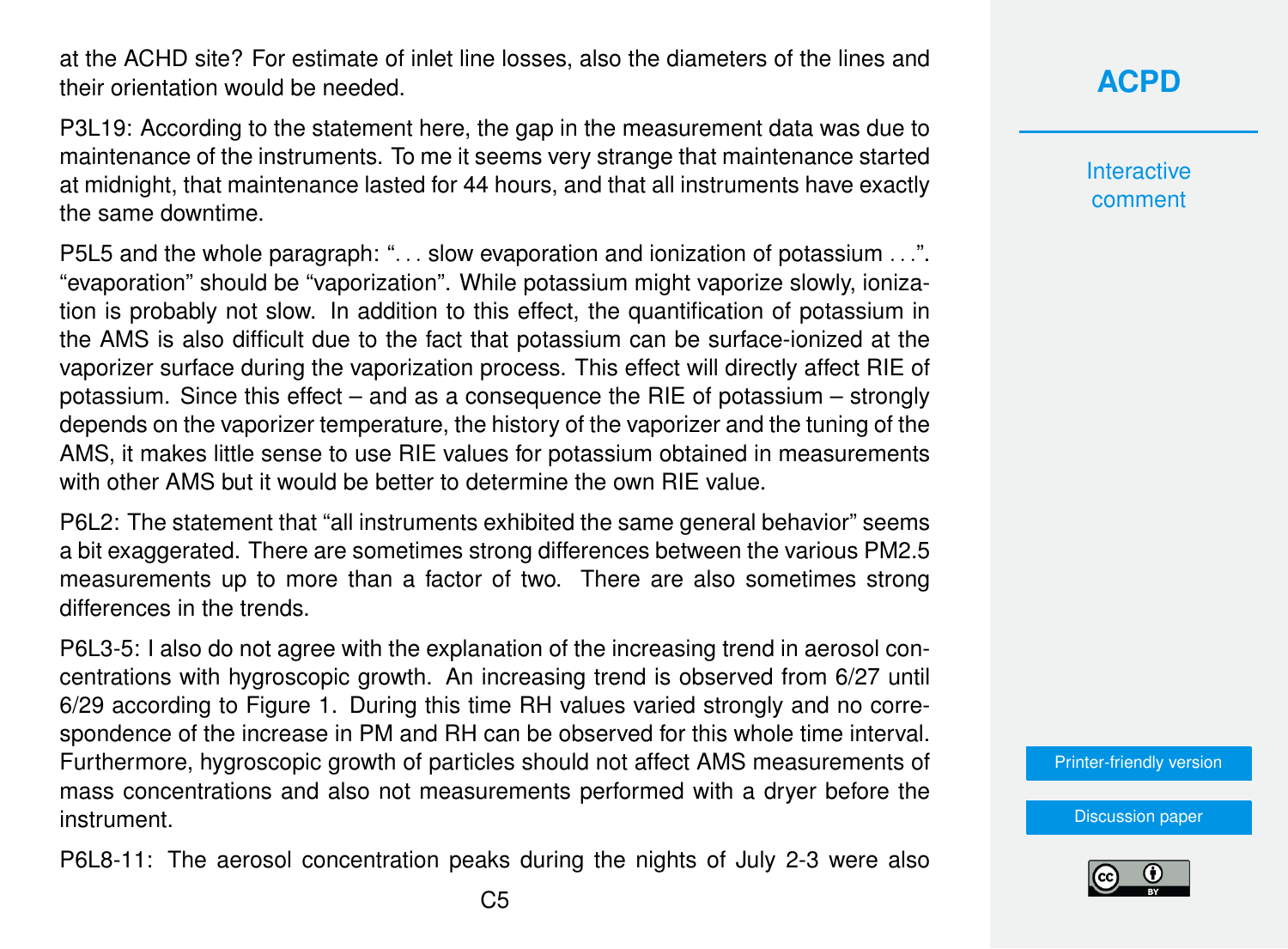at the ACHD site? For estimate of inlet line losses, also the diameters of the lines and their orientation would be needed.

P3L19: According to the statement here, the gap in the measurement data was due to maintenance of the instruments. To me it seems very strange that maintenance started at midnight, that maintenance lasted for 44 hours, and that all instruments have exactly the same downtime.

P5L5 and the whole paragraph: "... slow evaporation and ionization of potassium ...". "evaporation" should be "vaporization". While potassium might vaporize slowly, ionization is probably not slow. In addition to this effect, the quantification of potassium in the AMS is also difficult due to the fact that potassium can be surface-ionized at the vaporizer surface during the vaporization process. This effect will directly affect RIE of potassium. Since this effect – and as a consequence the RIE of potassium – strongly depends on the vaporizer temperature, the history of the vaporizer and the tuning of the AMS, it makes little sense to use RIE values for potassium obtained in measurements with other AMS but it would be better to determine the own RIE value.

P6L2: The statement that "all instruments exhibited the same general behavior" seems a bit exaggerated. There are sometimes strong differences between the various PM2.5 measurements up to more than a factor of two. There are also sometimes strong differences in the trends.

P6L3-5: I also do not agree with the explanation of the increasing trend in aerosol concentrations with hygroscopic growth. An increasing trend is observed from 6/27 until 6/29 according to Figure 1. During this time RH values varied strongly and no correspondence of the increase in PM and RH can be observed for this whole time interval. Furthermore, hygroscopic growth of particles should not affect AMS measurements of mass concentrations and also not measurements performed with a dryer before the instrument.

P6L8-11: The aerosol concentration peaks during the nights of July 2-3 were also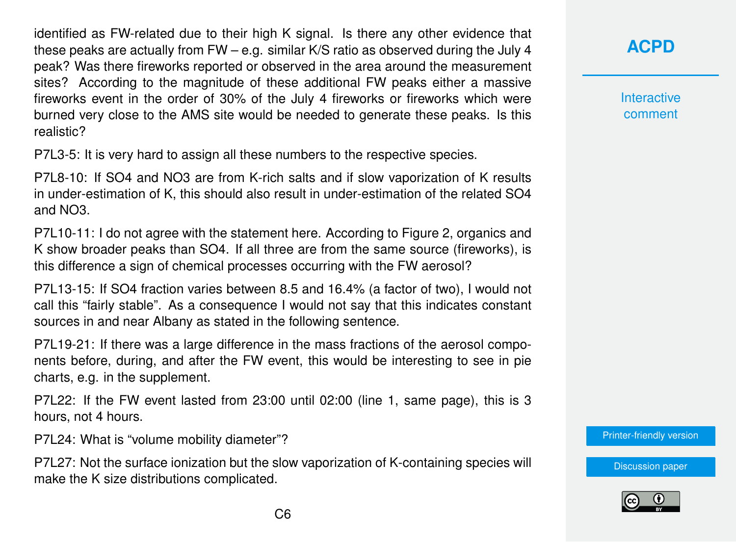identified as FW-related due to their high K signal. Is there any other evidence that these peaks are actually from FW – e.g. similar K/S ratio as observed during the July 4 peak? Was there fireworks reported or observed in the area around the measurement sites? According to the magnitude of these additional FW peaks either a massive fireworks event in the order of 30% of the July 4 fireworks or fireworks which were burned very close to the AMS site would be needed to generate these peaks. Is this realistic?

P7L3-5: It is very hard to assign all these numbers to the respective species.

P7L8-10: If $SO_4$ and $NO_3$ are from K-rich salts and if slow vaporization of K results in under-estimation of K, this should also result in under-estimation of the related $SO_4$ and $NO_3$.

P7L10-11: I do not agree with the statement here. According to Figure 2, organics and K show broader peaks than $SO_4$. If all three are from the same source (fireworks), is this difference a sign of chemical processes occurring with the FW aerosol?

P7L13-15: If $SO_4$ fraction varies between 8.5 and 16.4% (a factor of two), I would not call this "fairly stable". As a consequence I would not say that this indicates constant sources in and near Albany as stated in the following sentence.

P7L19-21: If there was a large difference in the mass fractions of the aerosol components before, during, and after the FW event, this would be interesting to see in pie charts, e.g. in the supplement.

P7L22: If the FW event lasted from 23:00 until 02:00 (line 1, same page), this is 3 hours, not 4 hours.

P7L24: What is "volume mobility diameter"?

P7L27: Not the surface ionization but the slow vaporization of K-containing species will make the K size distributions complicated.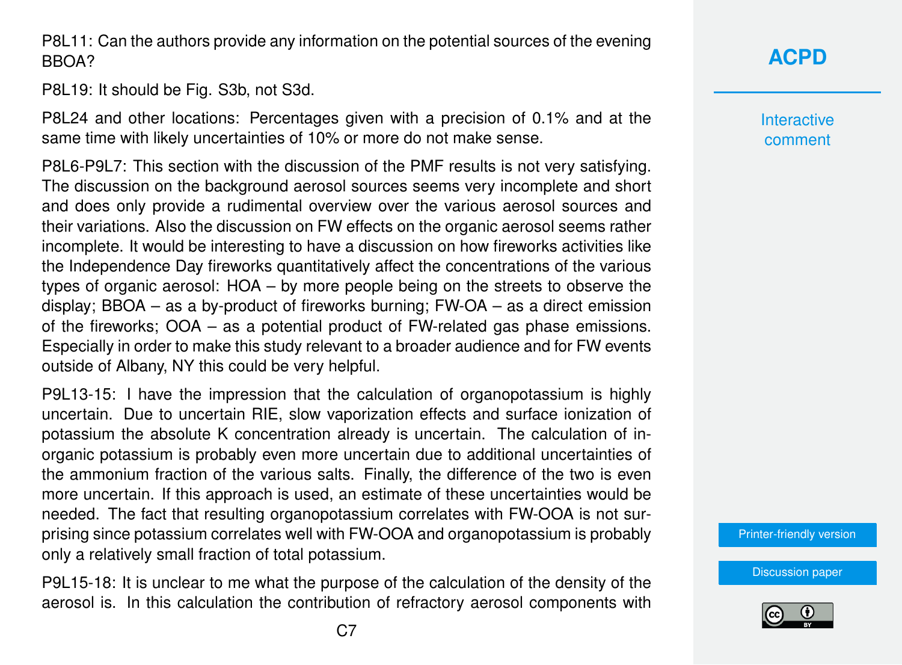P8L11: Can the authors provide any information on the potential sources of the evening BBOA?

P8L19: It should be Fig. S3b, not S3d.

P8L24 and other locations: Percentages given with a precision of 0.1% and at the same time with likely uncertainties of 10% or more do not make sense.

P8L6-P9L7: This section with the discussion of the PMF results is not very satisfying. The discussion on the background aerosol sources seems very incomplete and short and does only provide a rudimental overview over the various aerosol sources and their variations. Also the discussion on FW effects on the organic aerosol seems rather incomplete. It would be interesting to have a discussion on how fireworks activities like the Independence Day fireworks quantitatively affect the concentrations of the various types of organic aerosol: HOA – by more people being on the streets to observe the display; BBOA – as a by-product of fireworks burning; FW-OA – as a direct emission of the fireworks; OOA – as a potential product of FW-related gas phase emissions. Especially in order to make this study relevant to a broader audience and for FW events outside of Albany, NY this could be very helpful.

P9L13-15: I have the impression that the calculation of organopotassium is highly uncertain. Due to uncertain RIE, slow vaporization effects and surface ionization of potassium the absolute K concentration already is uncertain. The calculation of inorganic potassium is probably even more uncertain due to additional uncertainties of the ammonium fraction of the various salts. Finally, the difference of the two is even more uncertain. If this approach is used, an estimate of these uncertainties would be needed. The fact that resulting organopotassium correlates with FW-OOA is not surprising since potassium correlates well with FW-OOA and organopotassium is probably only a relatively small fraction of total potassium.

P9L15-18: It is unclear to me what the purpose of the calculation of the density of the aerosol is. In this calculation the contribution of refractory aerosol components with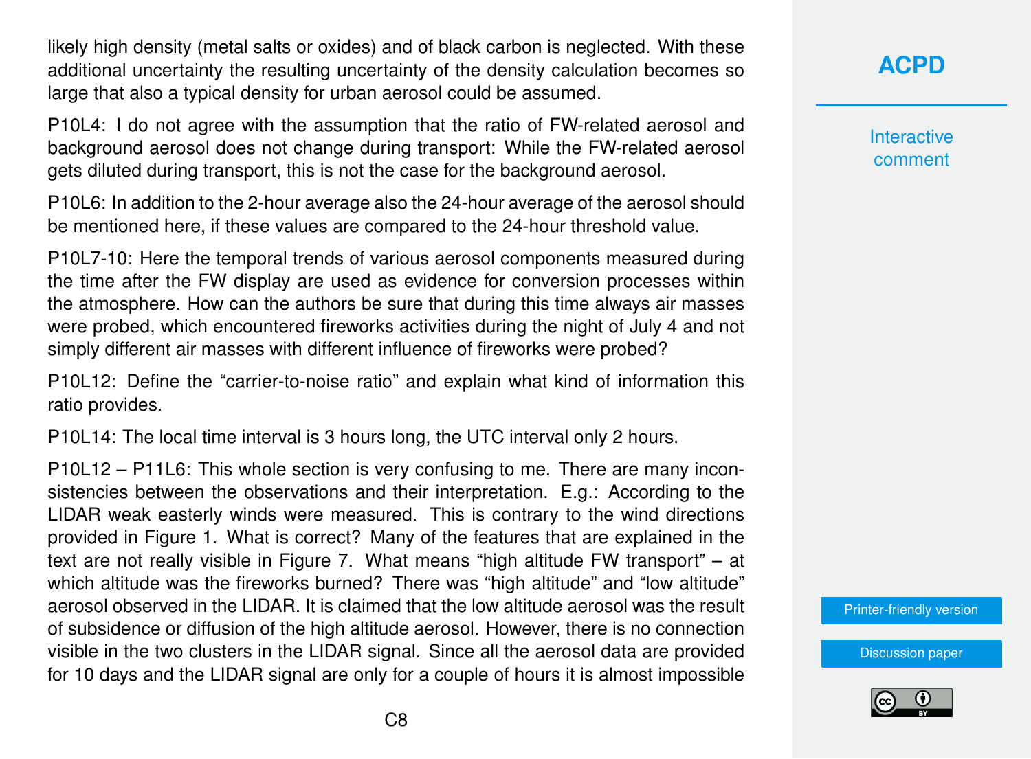likely high density (metal salts or oxides) and of black carbon is neglected. With these additional uncertainty the resulting uncertainty of the density calculation becomes so large that also a typical density for urban aerosol could be assumed.

P10L4: I do not agree with the assumption that the ratio of FW-related aerosol and background aerosol does not change during transport: While the FW-related aerosol gets diluted during transport, this is not the case for the background aerosol.

P10L6: In addition to the 2-hour average also the 24-hour average of the aerosol should be mentioned here, if these values are compared to the 24-hour threshold value.

P10L7-10: Here the temporal trends of various aerosol components measured during the time after the FW display are used as evidence for conversion processes within the atmosphere. How can the authors be sure that during this time always air masses were probed, which encountered fireworks activities during the night of July 4 and not simply different air masses with different influence of fireworks were probed?

P10L12: Define the "carrier-to-noise ratio" and explain what kind of information this ratio provides.

P10L14: The local time interval is 3 hours long, the UTC interval only 2 hours.

P10L12 – P11L6: This whole section is very confusing to me. There are many inconsistencies between the observations and their interpretation. E.g.: According to the LIDAR weak easterly winds were measured. This is contrary to the wind directions provided in Figure 1. What is correct? Many of the features that are explained in the text are not really visible in Figure 7. What means "high altitude FW transport" – at which altitude was the fireworks burned? There was "high altitude" and "low altitude" aerosol observed in the LIDAR. It is claimed that the low altitude aerosol was the result of subsidence or diffusion of the high altitude aerosol. However, there is no connection visible in the two clusters in the LIDAR signal. Since all the aerosol data are provided for 10 days and the LIDAR signal are only for a couple of hours it is almost impossible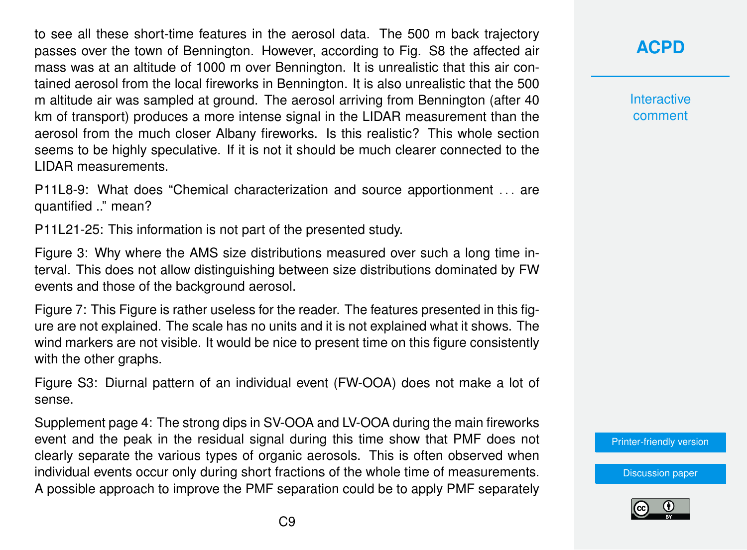to see all these short-time features in the aerosol data. The 500 m back trajectory passes over the town of Bennington. However, according to Fig. S8 the affected air mass was at an altitude of 1000 m over Bennington. It is unrealistic that this air contained aerosol from the local fireworks in Bennington. It is also unrealistic that the 500 m altitude air was sampled at ground. The aerosol arriving from Bennington (after 40 km of transport) produces a more intense signal in the LIDAR measurement than the aerosol from the much closer Albany fireworks. Is this realistic? This whole section seems to be highly speculative. If it is not it should be much clearer connected to the LIDAR measurements.

P11L8-9: What does "Chemical characterization and source apportionment . . . are quantified .." mean?

P11L21-25: This information is not part of the presented study.

Figure 3: Why where the AMS size distributions measured over such a long time interval. This does not allow distinguishing between size distributions dominated by FW events and those of the background aerosol.

Figure 7: This Figure is rather useless for the reader. The features presented in this figure are not explained. The scale has no units and it is not explained what it shows. The wind markers are not visible. It would be nice to present time on this figure consistently with the other graphs.

Figure S3: Diurnal pattern of an individual event (FW-OOA) does not make a lot of sense.

Supplement page 4: The strong dips in SV-OOA and LV-OOA during the main fireworks event and the peak in the residual signal during this time show that PMF does not clearly separate the various types of organic aerosols. This is often observed when individual events occur only during short fractions of the whole time of measurements. A possible approach to improve the PMF separation could be to apply PMF separately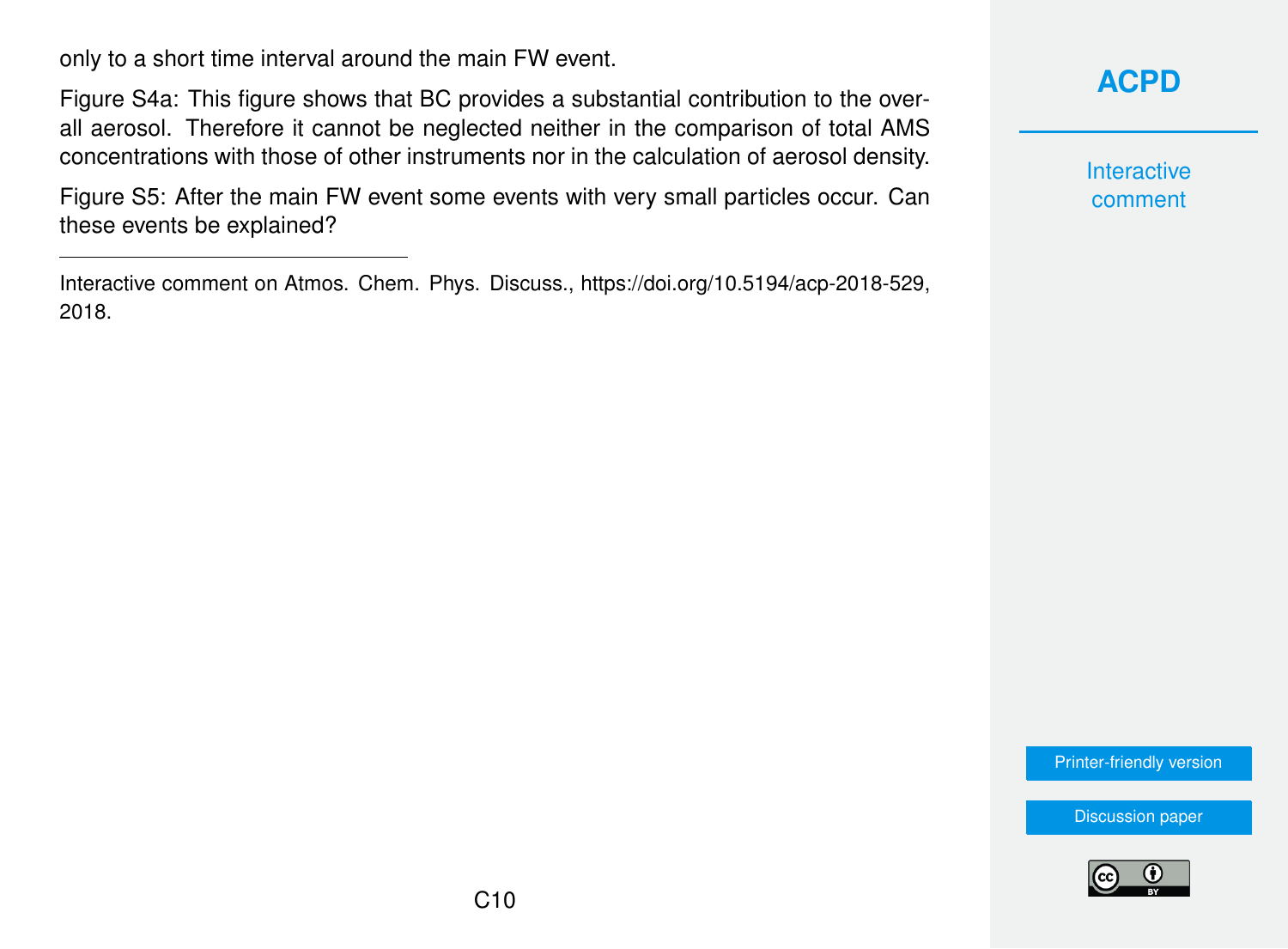only to a short time interval around the main FW event.

Figure S4a: This figure shows that BC provides a substantial contribution to the overall aerosol. Therefore it cannot be neglected neither in the comparison of total AMS concentrations with those of other instruments nor in the calculation of aerosol density.

Figure S5: After the main FW event some events with very small particles occur. Can these events be explained?

---

Interactive comment on Atmos. Chem. Phys. Discuss., https://doi.org/10.5194/acp-2018-529, 2018.